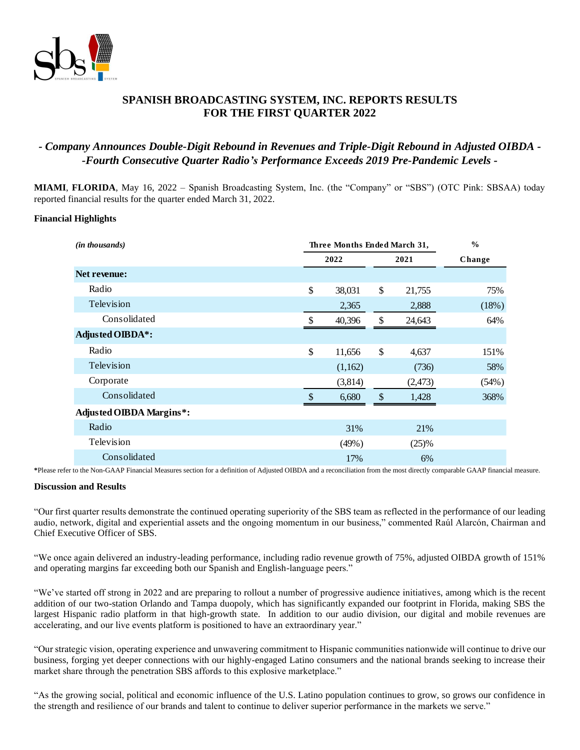# SPANISH BROADCASTING SYSTEM, INC. REPORTS RESULTS FOR THE FIRST QUARTER 2022

## *- Company Announces Double-Digit Rebound in Revenues and Triple-Digit Rebound in Adjusted OIBDA -*
## *-Fourth Consecutive Quarter Radio's Performance Exceeds 2019 Pre-Pandemic Levels -*

**MIAMI**, **FLORIDA**, May 16, 2022 – Spanish Broadcasting System, Inc. (the "Company" or "SBS") (OTC Pink: SBSAA) today reported financial results for the quarter ended March 31, 2022.

**Financial Highlights**

| *(in thousands)* | Three Months Ended March 31, | | % |
|---|---|---|---|
| | 2022 | 2021 | Change |
| **Net revenue:** | | | |
| Radio | $ 38,031 | $ 21,755 | 75% |
| Television | 2,365 | 2,888 | (18%) |
| Consolidated | $ 40,396 | $ 24,643 | 64% |
| **Adjusted OIBDA*:** | | | |
| Radio | $ 11,656 | $ 4,637 | 151% |
| Television | (1,162) | (736) | 58% |
| Corporate | (3,814) | (2,473) | (54%) |
| Consolidated | $ 6,680 | $ 1,428 | 368% |
| **Adjusted OIBDA Margins*:** | | | |
| Radio | 31% | 21% | |
| Television | (49%) | (25)% | |
| Consolidated | 17% | 6% | |

*Please refer to the Non-GAAP Financial Measures section for a definition of Adjusted OIBDA and a reconciliation from the most directly comparable GAAP financial measure.

**Discussion and Results**

"Our first quarter results demonstrate the continued operating superiority of the SBS team as reflected in the performance of our leading audio, network, digital and experiential assets and the ongoing momentum in our business," commented Raúl Alarcón, Chairman and Chief Executive Officer of SBS.

"We once again delivered an industry-leading performance, including radio revenue growth of 75%, adjusted OIBDA growth of 151% and operating margins far exceeding both our Spanish and English-language peers."

"We've started off strong in 2022 and are preparing to rollout a number of progressive audience initiatives, among which is the recent addition of our two-station Orlando and Tampa duopoly, which has significantly expanded our footprint in Florida, making SBS the largest Hispanic radio platform in that high-growth state. In addition to our audio division, our digital and mobile revenues are accelerating, and our live events platform is positioned to have an extraordinary year."

"Our strategic vision, operating experience and unwavering commitment to Hispanic communities nationwide will continue to drive our business, forging yet deeper connections with our highly-engaged Latino consumers and the national brands seeking to increase their market share through the penetration SBS affords to this explosive marketplace."

"As the growing social, political and economic influence of the U.S. Latino population continues to grow, so grows our confidence in the strength and resilience of our brands and talent to continue to deliver superior performance in the markets we serve."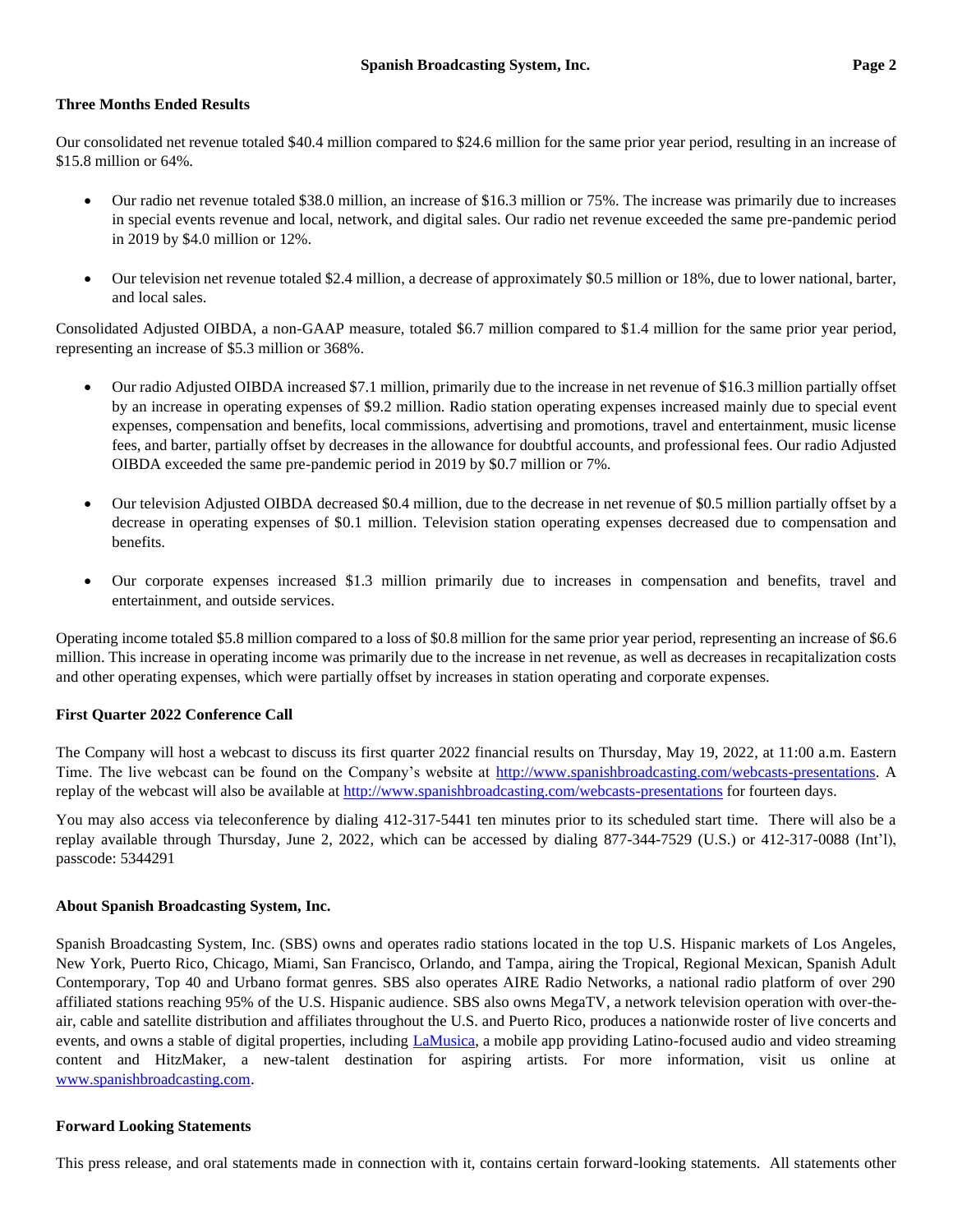### Three Months Ended Results

Our consolidated net revenue totaled $40.4 million compared to $24.6 million for the same prior year period, resulting in an increase of $15.8 million or 64%.

- Our radio net revenue totaled $38.0 million, an increase of $16.3 million or 75%. The increase was primarily due to increases in special events revenue and local, network, and digital sales. Our radio net revenue exceeded the same pre-pandemic period in 2019 by $4.0 million or 12%.

- Our television net revenue totaled $2.4 million, a decrease of approximately $0.5 million or 18%, due to lower national, barter, and local sales.

Consolidated Adjusted OIBDA, a non-GAAP measure, totaled $6.7 million compared to $1.4 million for the same prior year period, representing an increase of $5.3 million or 368%.

- Our radio Adjusted OIBDA increased $7.1 million, primarily due to the increase in net revenue of $16.3 million partially offset by an increase in operating expenses of $9.2 million. Radio station operating expenses increased mainly due to special event expenses, compensation and benefits, local commissions, advertising and promotions, travel and entertainment, music license fees, and barter, partially offset by decreases in the allowance for doubtful accounts, and professional fees. Our radio Adjusted OIBDA exceeded the same pre-pandemic period in 2019 by $0.7 million or 7%.

- Our television Adjusted OIBDA decreased $0.4 million, due to the decrease in net revenue of $0.5 million partially offset by a decrease in operating expenses of $0.1 million. Television station operating expenses decreased due to compensation and benefits.

- Our corporate expenses increased $1.3 million primarily due to increases in compensation and benefits, travel and entertainment, and outside services.

Operating income totaled $5.8 million compared to a loss of $0.8 million for the same prior year period, representing an increase of $6.6 million. This increase in operating income was primarily due to the increase in net revenue, as well as decreases in recapitalization costs and other operating expenses, which were partially offset by increases in station operating and corporate expenses.

### First Quarter 2022 Conference Call

The Company will host a webcast to discuss its first quarter 2022 financial results on Thursday, May 19, 2022, at 11:00 a.m. Eastern Time. The live webcast can be found on the Company's website at http://www.spanishbroadcasting.com/webcasts-presentations. A replay of the webcast will also be available at http://www.spanishbroadcasting.com/webcasts-presentations for fourteen days.

You may also access via teleconference by dialing 412-317-5441 ten minutes prior to its scheduled start time. There will also be a replay available through Thursday, June 2, 2022, which can be accessed by dialing 877-344-7529 (U.S.) or 412-317-0088 (Int'l), passcode: 5344291

### About Spanish Broadcasting System, Inc.

Spanish Broadcasting System, Inc. (SBS) owns and operates radio stations located in the top U.S. Hispanic markets of Los Angeles, New York, Puerto Rico, Chicago, Miami, San Francisco, Orlando, and Tampa, airing the Tropical, Regional Mexican, Spanish Adult Contemporary, Top 40 and Urbano format genres. SBS also operates AIRE Radio Networks, a national radio platform of over 290 affiliated stations reaching 95% of the U.S. Hispanic audience. SBS also owns MegaTV, a network television operation with over-the-air, cable and satellite distribution and affiliates throughout the U.S. and Puerto Rico, produces a nationwide roster of live concerts and events, and owns a stable of digital properties, including LaMusica, a mobile app providing Latino-focused audio and video streaming content and HitzMaker, a new-talent destination for aspiring artists. For more information, visit us online at www.spanishbroadcasting.com.

### Forward Looking Statements

This press release, and oral statements made in connection with it, contains certain forward-looking statements. All statements other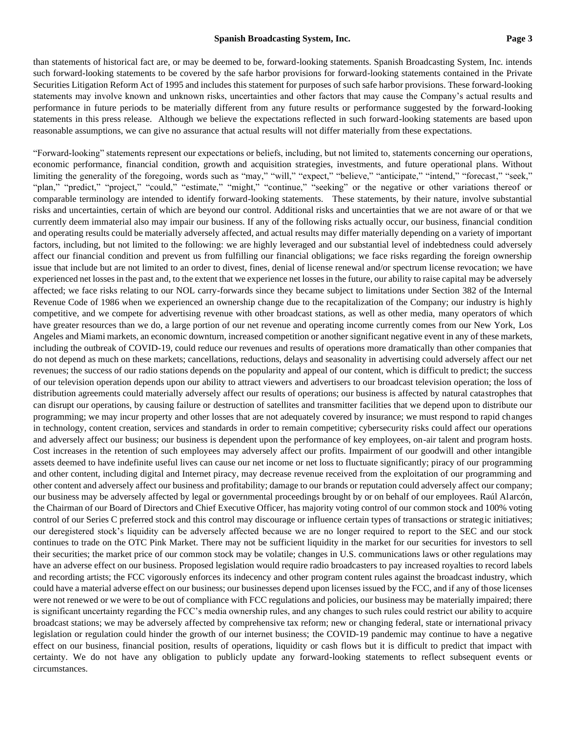than statements of historical fact are, or may be deemed to be, forward-looking statements. Spanish Broadcasting System, Inc. intends such forward-looking statements to be covered by the safe harbor provisions for forward-looking statements contained in the Private Securities Litigation Reform Act of 1995 and includes this statement for purposes of such safe harbor provisions. These forward-looking statements may involve known and unknown risks, uncertainties and other factors that may cause the Company's actual results and performance in future periods to be materially different from any future results or performance suggested by the forward-looking statements in this press release. Although we believe the expectations reflected in such forward-looking statements are based upon reasonable assumptions, we can give no assurance that actual results will not differ materially from these expectations.

"Forward-looking" statements represent our expectations or beliefs, including, but not limited to, statements concerning our operations, economic performance, financial condition, growth and acquisition strategies, investments, and future operational plans. Without limiting the generality of the foregoing, words such as "may," "will," "expect," "believe," "anticipate," "intend," "forecast," "seek," "plan," "predict," "project," "could," "estimate," "might," "continue," "seeking" or the negative or other variations thereof or comparable terminology are intended to identify forward-looking statements. These statements, by their nature, involve substantial risks and uncertainties, certain of which are beyond our control. Additional risks and uncertainties that we are not aware of or that we currently deem immaterial also may impair our business. If any of the following risks actually occur, our business, financial condition and operating results could be materially adversely affected, and actual results may differ materially depending on a variety of important factors, including, but not limited to the following: we are highly leveraged and our substantial level of indebtedness could adversely affect our financial condition and prevent us from fulfilling our financial obligations; we face risks regarding the foreign ownership issue that include but are not limited to an order to divest, fines, denial of license renewal and/or spectrum license revocation; we have experienced net losses in the past and, to the extent that we experience net losses in the future, our ability to raise capital may be adversely affected; we face risks relating to our NOL carry-forwards since they became subject to limitations under Section 382 of the Internal Revenue Code of 1986 when we experienced an ownership change due to the recapitalization of the Company; our industry is highly competitive, and we compete for advertising revenue with other broadcast stations, as well as other media, many operators of which have greater resources than we do, a large portion of our net revenue and operating income currently comes from our New York, Los Angeles and Miami markets, an economic downturn, increased competition or another significant negative event in any of these markets, including the outbreak of COVID-19, could reduce our revenues and results of operations more dramatically than other companies that do not depend as much on these markets; cancellations, reductions, delays and seasonality in advertising could adversely affect our net revenues; the success of our radio stations depends on the popularity and appeal of our content, which is difficult to predict; the success of our television operation depends upon our ability to attract viewers and advertisers to our broadcast television operation; the loss of distribution agreements could materially adversely affect our results of operations; our business is affected by natural catastrophes that can disrupt our operations, by causing failure or destruction of satellites and transmitter facilities that we depend upon to distribute our programming; we may incur property and other losses that are not adequately covered by insurance; we must respond to rapid changes in technology, content creation, services and standards in order to remain competitive; cybersecurity risks could affect our operations and adversely affect our business; our business is dependent upon the performance of key employees, on-air talent and program hosts. Cost increases in the retention of such employees may adversely affect our profits. Impairment of our goodwill and other intangible assets deemed to have indefinite useful lives can cause our net income or net loss to fluctuate significantly; piracy of our programming and other content, including digital and Internet piracy, may decrease revenue received from the exploitation of our programming and other content and adversely affect our business and profitability; damage to our brands or reputation could adversely affect our company; our business may be adversely affected by legal or governmental proceedings brought by or on behalf of our employees. Raúl Alarcón, the Chairman of our Board of Directors and Chief Executive Officer, has majority voting control of our common stock and 100% voting control of our Series C preferred stock and this control may discourage or influence certain types of transactions or strategic initiatives; our deregistered stock's liquidity can be adversely affected because we are no longer required to report to the SEC and our stock continues to trade on the OTC Pink Market. There may not be sufficient liquidity in the market for our securities for investors to sell their securities; the market price of our common stock may be volatile; changes in U.S. communications laws or other regulations may have an adverse effect on our business. Proposed legislation would require radio broadcasters to pay increased royalties to record labels and recording artists; the FCC vigorously enforces its indecency and other program content rules against the broadcast industry, which could have a material adverse effect on our business; our businesses depend upon licenses issued by the FCC, and if any of those licenses were not renewed or we were to be out of compliance with FCC regulations and policies, our business may be materially impaired; there is significant uncertainty regarding the FCC's media ownership rules, and any changes to such rules could restrict our ability to acquire broadcast stations; we may be adversely affected by comprehensive tax reform; new or changing federal, state or international privacy legislation or regulation could hinder the growth of our internet business; the COVID-19 pandemic may continue to have a negative effect on our business, financial position, results of operations, liquidity or cash flows but it is difficult to predict that impact with certainty. We do not have any obligation to publicly update any forward-looking statements to reflect subsequent events or circumstances.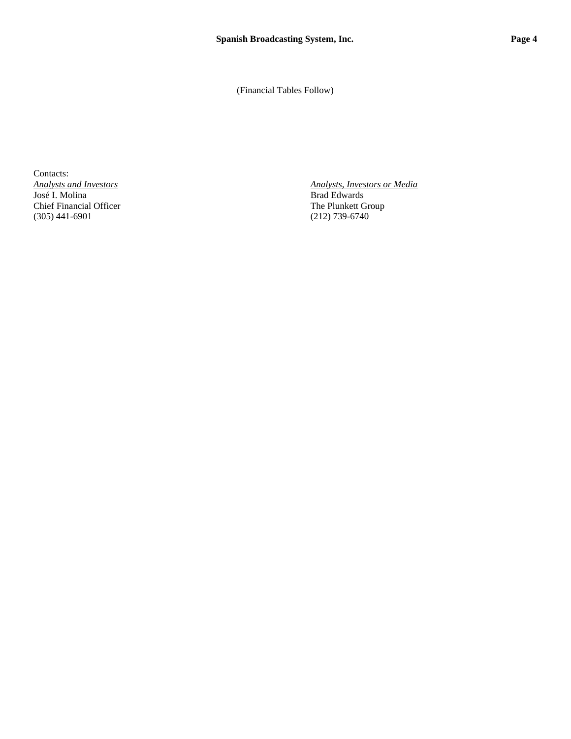(Financial Tables Follow)

Contacts:

*Analysts and Investors*
José I. Molina
Chief Financial Officer
(305) 441-6901

*Analysts, Investors or Media*
Brad Edwards
The Plunkett Group
(212) 739-6740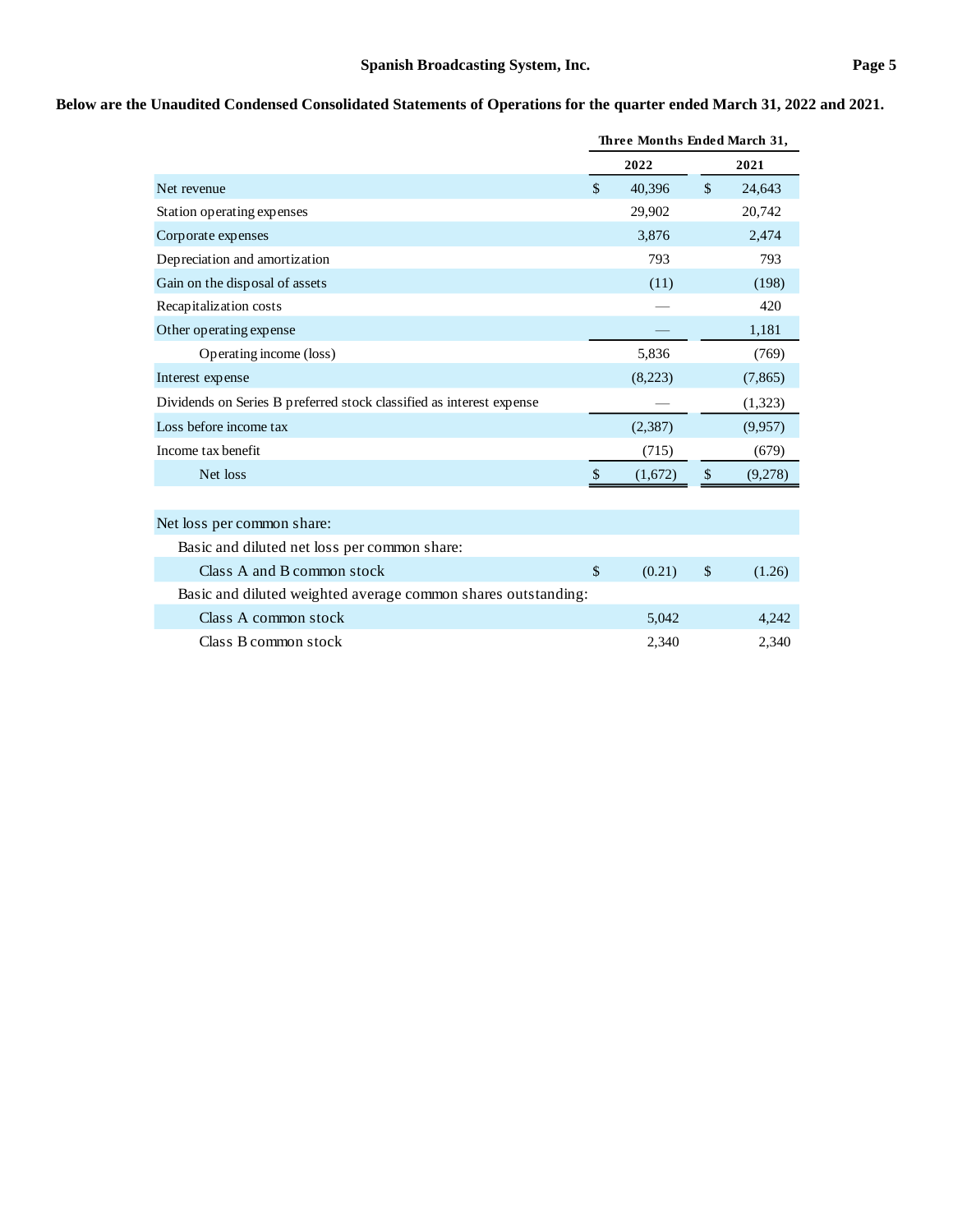**Below are the Unaudited Condensed Consolidated Statements of Operations for the quarter ended March 31, 2022 and 2021.**

| | Three Months Ended March 31, | |
|---|---|---|
| | 2022 | 2021 |
| Net revenue | $ 40,396 | $ 24,643 |
| Station operating expenses | 29,902 | 20,742 |
| Corporate expenses | 3,876 | 2,474 |
| Depreciation and amortization | 793 | 793 |
| Gain on the disposal of assets | (11) | (198) |
| Recapitalization costs | — | 420 |
| Other operating expense | — | 1,181 |
| Operating income (loss) | 5,836 | (769) |
| Interest expense | (8,223) | (7,865) |
| Dividends on Series B preferred stock classified as interest expense | — | (1,323) |
| Loss before income tax | (2,387) | (9,957) |
| Income tax benefit | (715) | (679) |
| Net loss | $ (1,672) | $ (9,278) |
| | | |
| Net loss per common share: | | |
| Basic and diluted net loss per common share: | | |
| Class A and B common stock | $ (0.21) | $ (1.26) |
| Basic and diluted weighted average common shares outstanding: | | |
| Class A common stock | 5,042 | 4,242 |
| Class B common stock | 2,340 | 2,340 |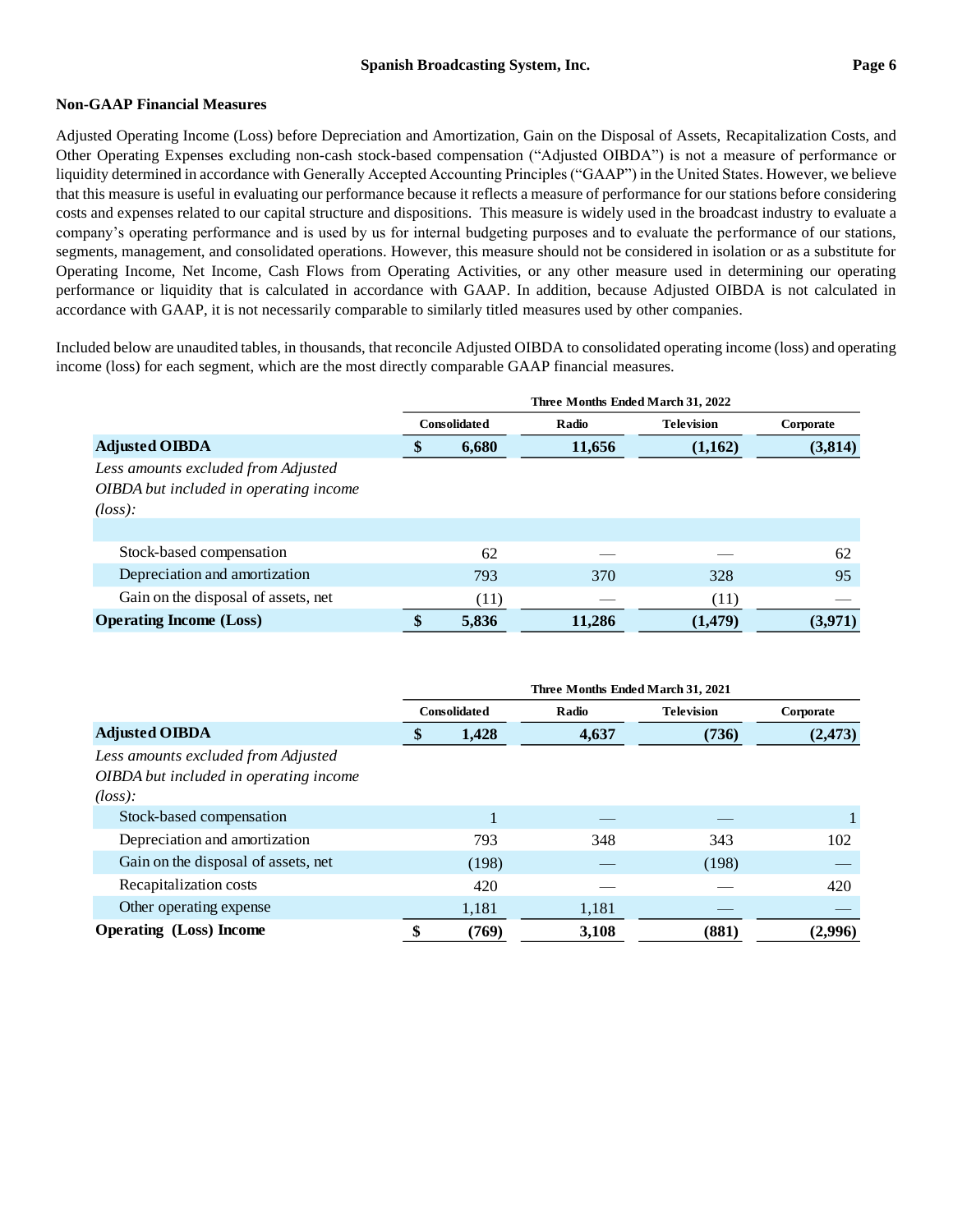## Non-GAAP Financial Measures

Adjusted Operating Income (Loss) before Depreciation and Amortization, Gain on the Disposal of Assets, Recapitalization Costs, and Other Operating Expenses excluding non-cash stock-based compensation ("Adjusted OIBDA") is not a measure of performance or liquidity determined in accordance with Generally Accepted Accounting Principles ("GAAP") in the United States. However, we believe that this measure is useful in evaluating our performance because it reflects a measure of performance for our stations before considering costs and expenses related to our capital structure and dispositions. This measure is widely used in the broadcast industry to evaluate a company's operating performance and is used by us for internal budgeting purposes and to evaluate the performance of our stations, segments, management, and consolidated operations. However, this measure should not be considered in isolation or as a substitute for Operating Income, Net Income, Cash Flows from Operating Activities, or any other measure used in determining our operating performance or liquidity that is calculated in accordance with GAAP. In addition, because Adjusted OIBDA is not calculated in accordance with GAAP, it is not necessarily comparable to similarly titled measures used by other companies.

Included below are unaudited tables, in thousands, that reconcile Adjusted OIBDA to consolidated operating income (loss) and operating income (loss) for each segment, which are the most directly comparable GAAP financial measures.

| | Three Months Ended March 31, 2022 | | | |
|---|---|---|---|---|
| | Consolidated | Radio | Television | Corporate |
| **Adjusted OIBDA** | **$ 6,680** | **11,656** | **(1,162)** | **(3,814)** |
| *Less amounts excluded from Adjusted OIBDA but included in operating income (loss):* | | | | |
| Stock-based compensation | 62 | — | — | 62 |
| Depreciation and amortization | 793 | 370 | 328 | 95 |
| Gain on the disposal of assets, net | (11) | — | (11) | — |
| **Operating Income (Loss)** | **$ 5,836** | **11,286** | **(1,479)** | **(3,971)** |

| | Three Months Ended March 31, 2021 | | | |
|---|---|---|---|---|
| | Consolidated | Radio | Television | Corporate |
| **Adjusted OIBDA** | **$ 1,428** | **4,637** | **(736)** | **(2,473)** |
| *Less amounts excluded from Adjusted OIBDA but included in operating income (loss):* | | | | |
| Stock-based compensation | 1 | — | — | 1 |
| Depreciation and amortization | 793 | 348 | 343 | 102 |
| Gain on the disposal of assets, net | (198) | — | (198) | — |
| Recapitalization costs | 420 | — | — | 420 |
| Other operating expense | 1,181 | 1,181 | — | — |
| **Operating (Loss) Income** | **$ (769)** | **3,108** | **(881)** | **(2,996)** |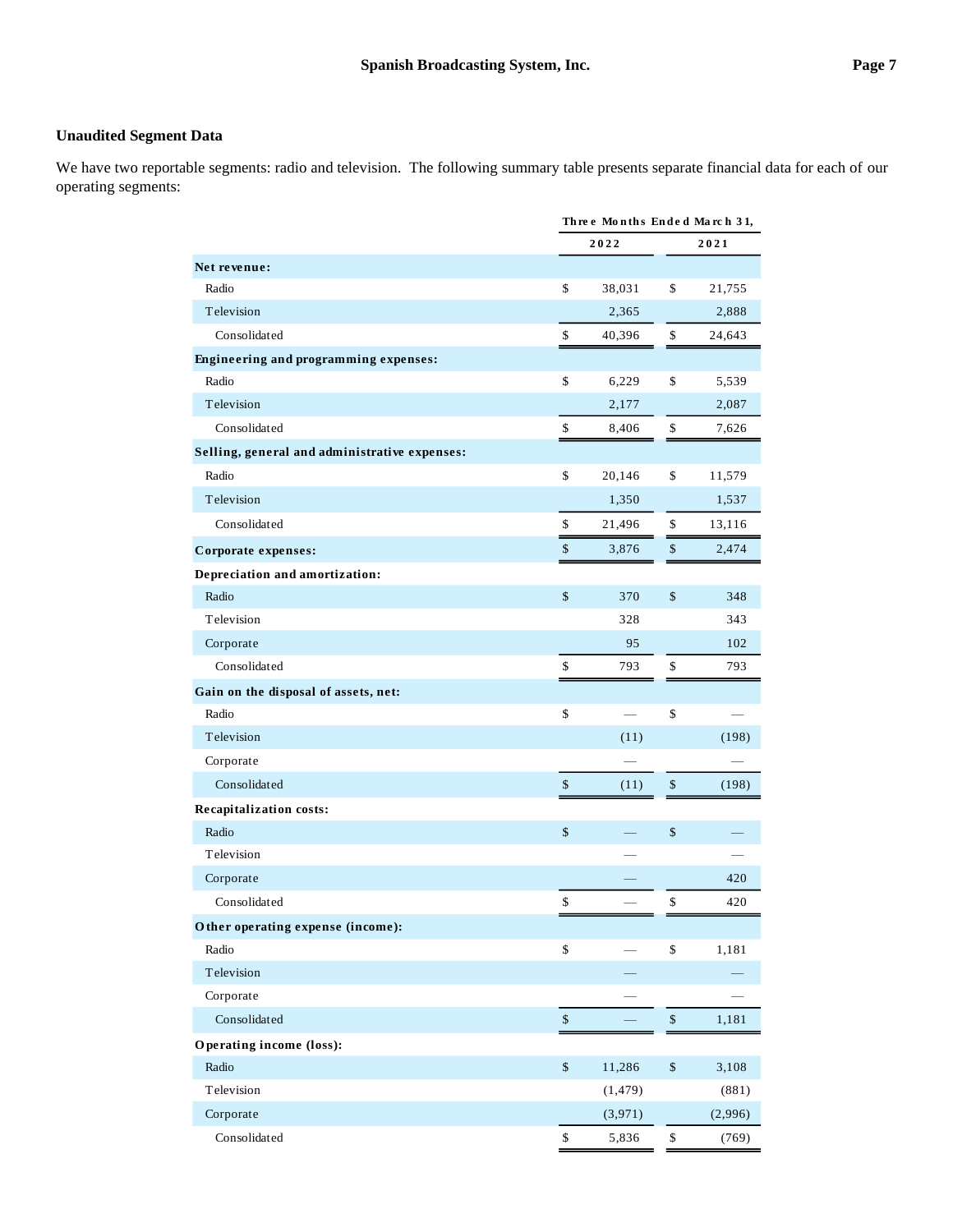## Unaudited Segment Data

We have two reportable segments: radio and television. The following summary table presents separate financial data for each of our operating segments:

| | Three Months Ended March 31, | |
|---|---|---|
| | 2022 | 2021 |
| **Net revenue:** | | |
| Radio | $ 38,031 | $ 21,755 |
| Television | 2,365 | 2,888 |
| Consolidated | $ 40,396 | $ 24,643 |
| **Engineering and programming expenses:** | | |
| Radio | $ 6,229 | $ 5,539 |
| Television | 2,177 | 2,087 |
| Consolidated | $ 8,406 | $ 7,626 |
| **Selling, general and administrative expenses:** | | |
| Radio | $ 20,146 | $ 11,579 |
| Television | 1,350 | 1,537 |
| Consolidated | $ 21,496 | $ 13,116 |
| **Corporate expenses:** | $ 3,876 | $ 2,474 |
| **Depreciation and amortization:** | | |
| Radio | $ 370 | $ 348 |
| Television | 328 | 343 |
| Corporate | 95 | 102 |
| Consolidated | $ 793 | $ 793 |
| **Gain on the disposal of assets, net:** | | |
| Radio | $ — | $ — |
| Television | (11) | (198) |
| Corporate | — | — |
| Consolidated | $ (11) | $ (198) |
| **Recapitalization costs:** | | |
| Radio | $ — | $ — |
| Television | — | — |
| Corporate | — | 420 |
| Consolidated | $ — | $ 420 |
| **Other operating expense (income):** | | |
| Radio | $ — | $ 1,181 |
| Television | — | — |
| Corporate | — | — |
| Consolidated | $ — | $ 1,181 |
| **Operating income (loss):** | | |
| Radio | $ 11,286 | $ 3,108 |
| Television | (1,479) | (881) |
| Corporate | (3,971) | (2,996) |
| Consolidated | $ 5,836 | $ (769) |